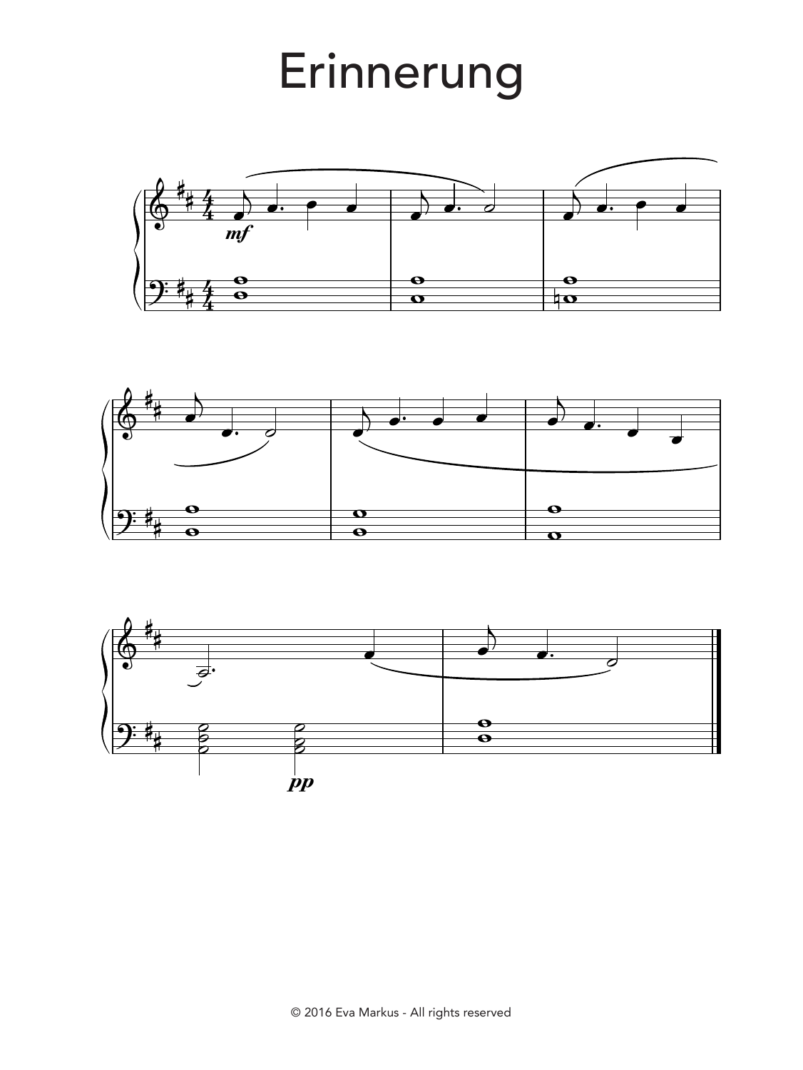# Erinnerung

*mf*

*pp*

© 2016 Eva Markus - All rights reserved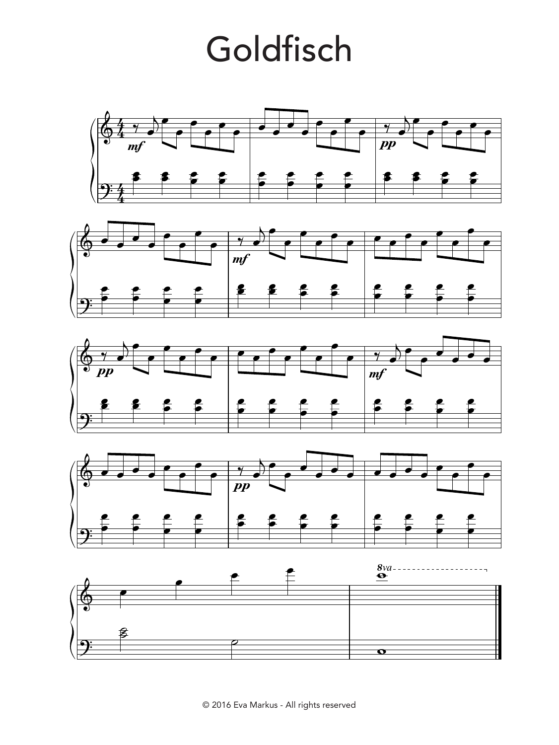# Goldfisch

© 2016 Eva Markus - All rights reserved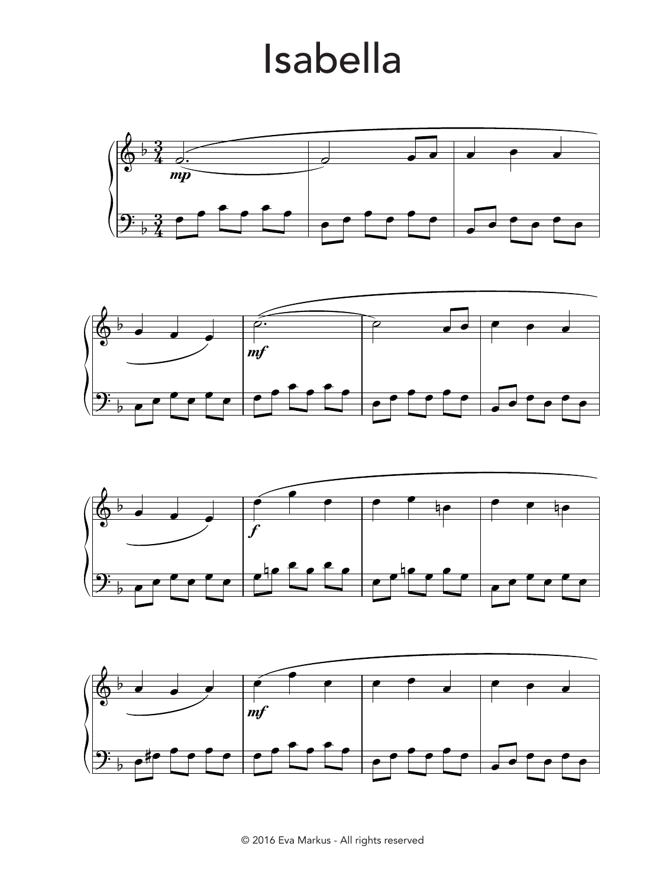# Isabella

© 2016 Eva Markus - All rights reserved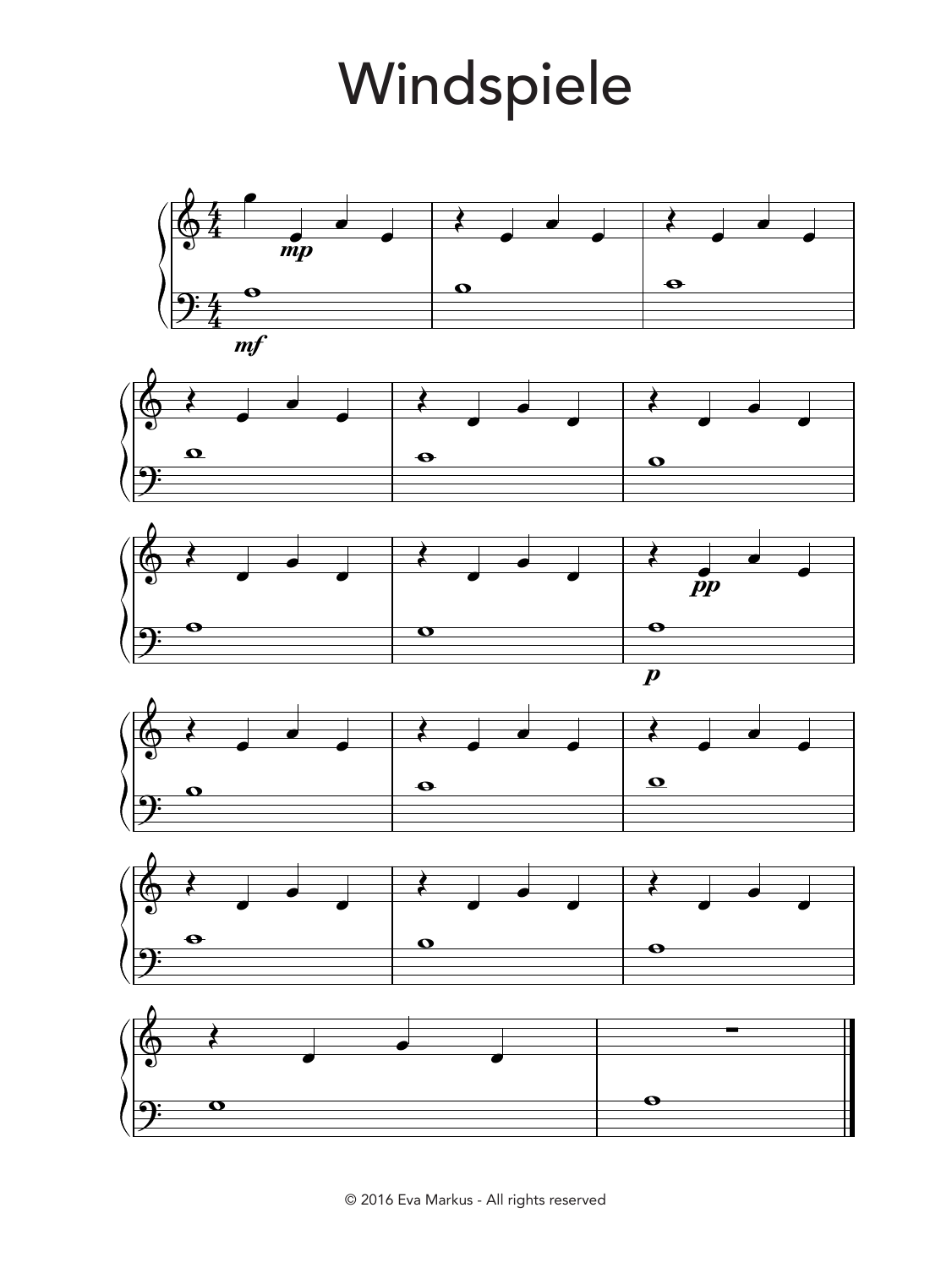# Windspiele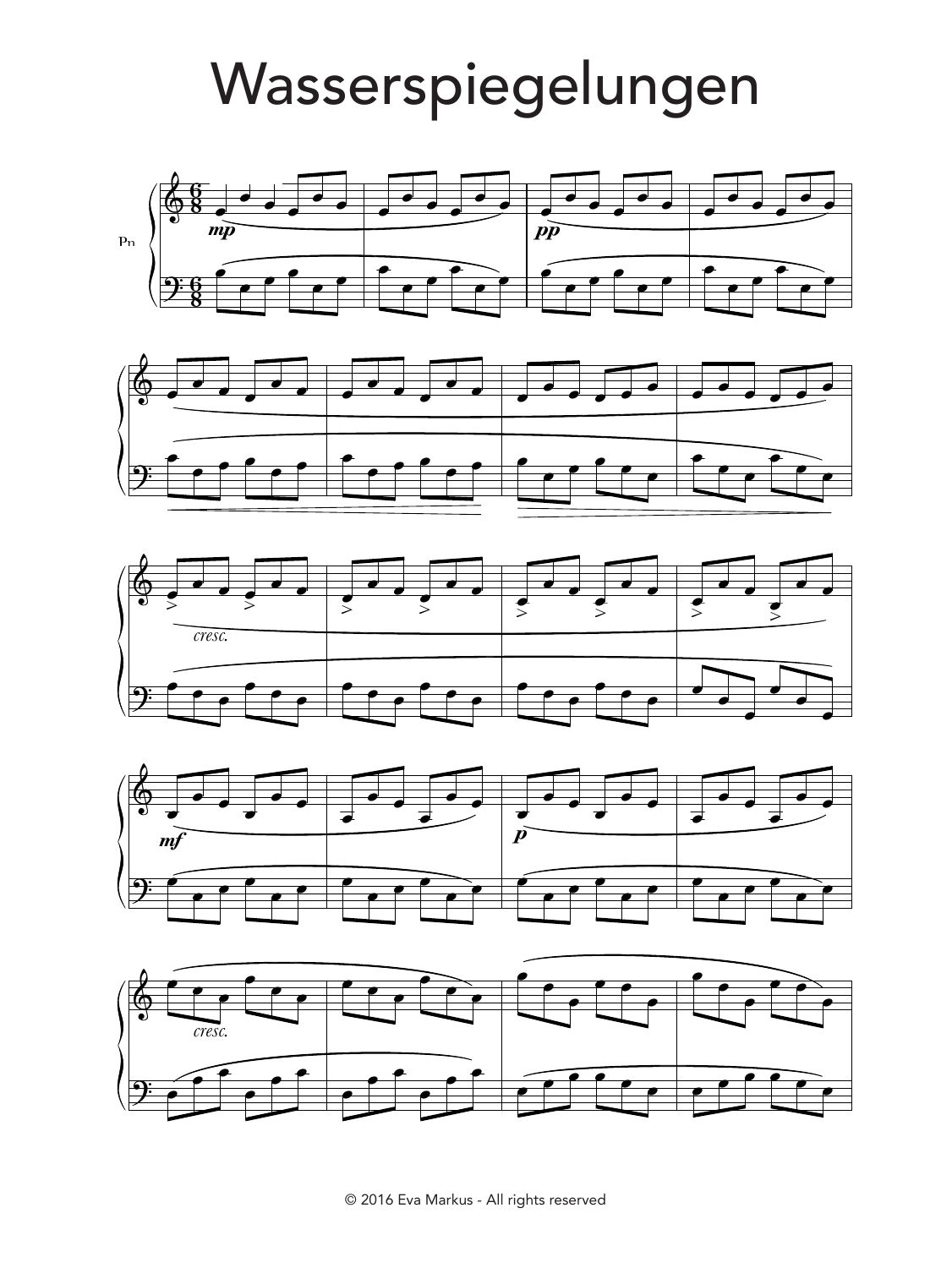# Wasserspiegelungen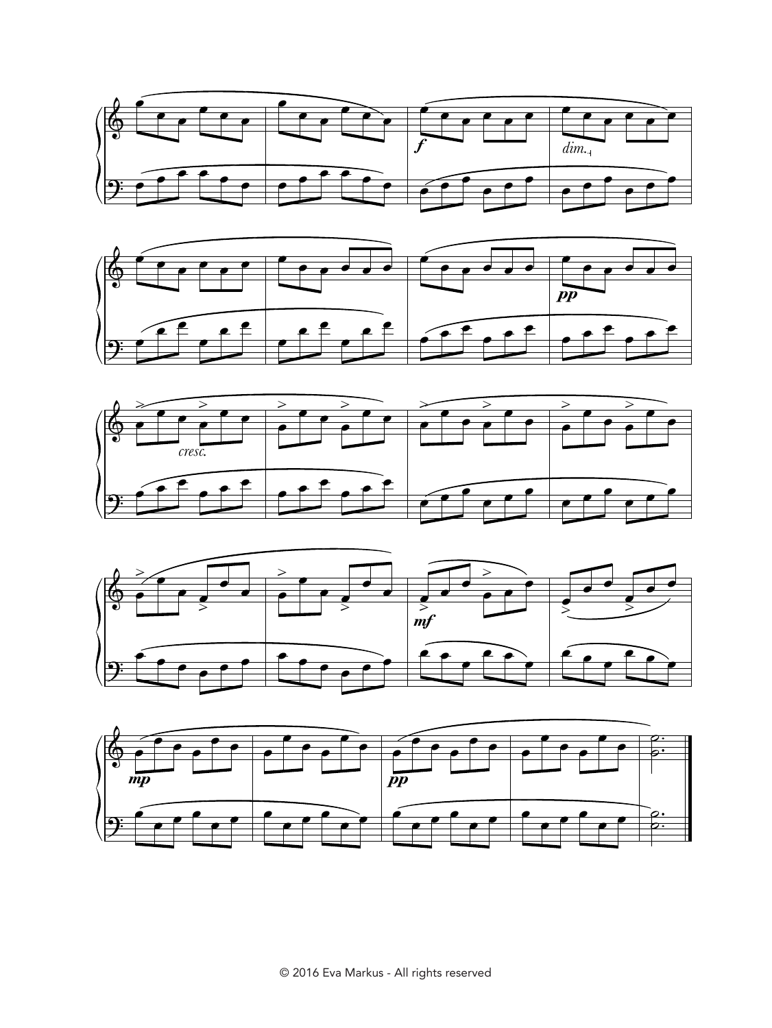© 2016 Eva Markus - All rights reserved